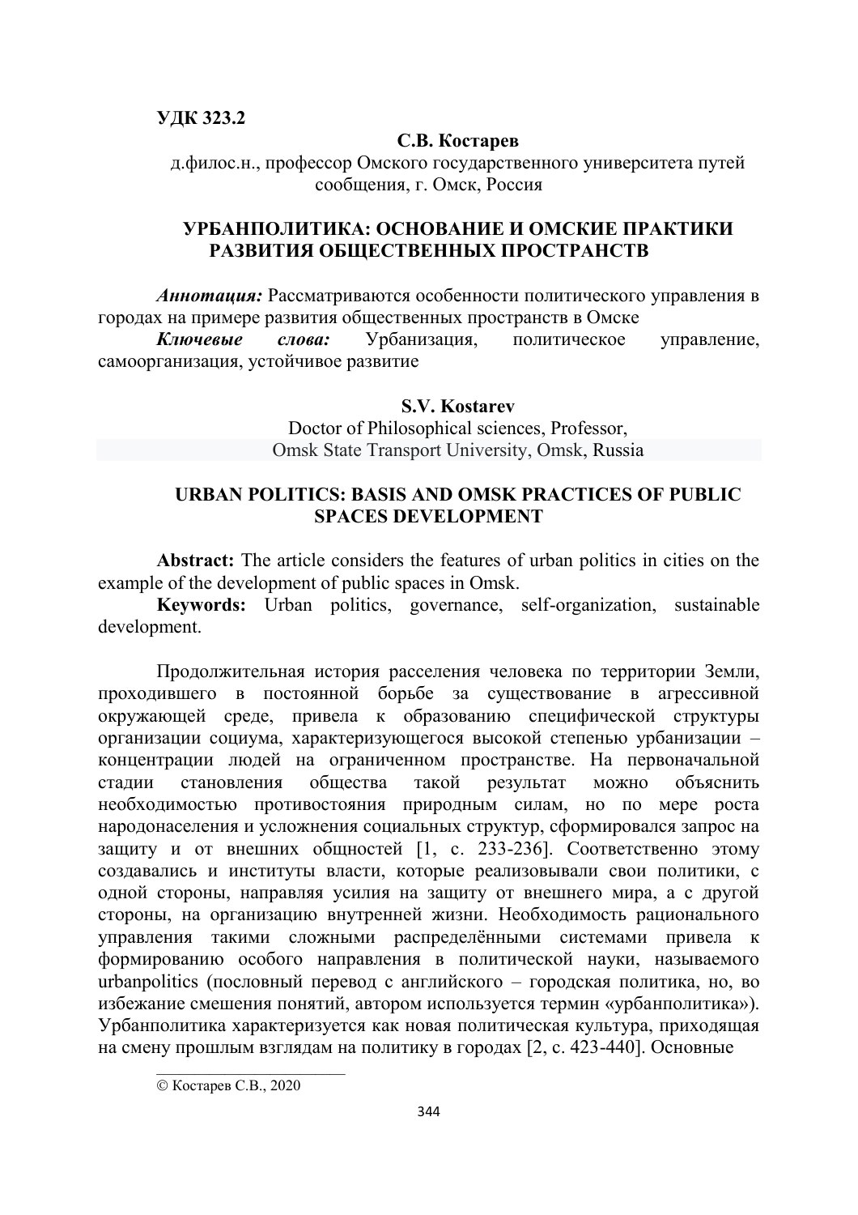**УДК 323.2**

**С.В. Костарев**

д.филос.н., профессор Омского государственного университета путей сообщения, г. Омск, Россия

# УРБАНПОЛИТИКА: ОСНОВАНИЕ И ОМСКИЕ ПРАКТИКИ РАЗВИТИЯ ОБЩЕСТВЕННЫХ ПРОСТРАНСТВ

***Аннотация:*** Рассматриваются особенности политического управления в городах на примере развития общественных пространств в Омске

***Ключевые слова:*** Урбанизация, политическое управление, самоорганизация, устойчивое развитие

**S.V. Kostarev**

Doctor of Philosophical sciences, Professor,
Omsk State Transport University, Omsk, Russia

# URBAN POLITICS: BASIS AND OMSK PRACTICES OF PUBLIC SPACES DEVELOPMENT

**Abstract:** The article considers the features of urban politics in cities on the example of the development of public spaces in Omsk.

**Keywords:** Urban politics, governance, self-organization, sustainable development.

Продолжительная история расселения человека по территории Земли, проходившего в постоянной борьбе за существование в агрессивной окружающей среде, привела к образованию специфической структуры организации социума, характеризующегося высокой степенью урбанизации – концентрации людей на ограниченном пространстве. На первоначальной стадии становления общества такой результат можно объяснить необходимостью противостояния природным силам, но по мере роста народонаселения и усложнения социальных структур, сформировался запрос на защиту и от внешних общностей [1, с. 233-236]. Соответственно этому создавались и институты власти, которые реализовывали свои политики, с одной стороны, направляя усилия на защиту от внешнего мира, а с другой стороны, на организацию внутренней жизни. Необходимость рационального управления такими сложными распределёнными системами привела к формированию особого направления в политической науки, называемого urbanpolitics (пословный перевод с английского – городская политика, но, во избежание смешения понятий, автором используется термин «урбанполитика»). Урбанполитика характеризуется как новая политическая культура, приходящая на смену прошлым взглядам на политику в городах [2, с. 423-440]. Основные

© Костарев С.В., 2020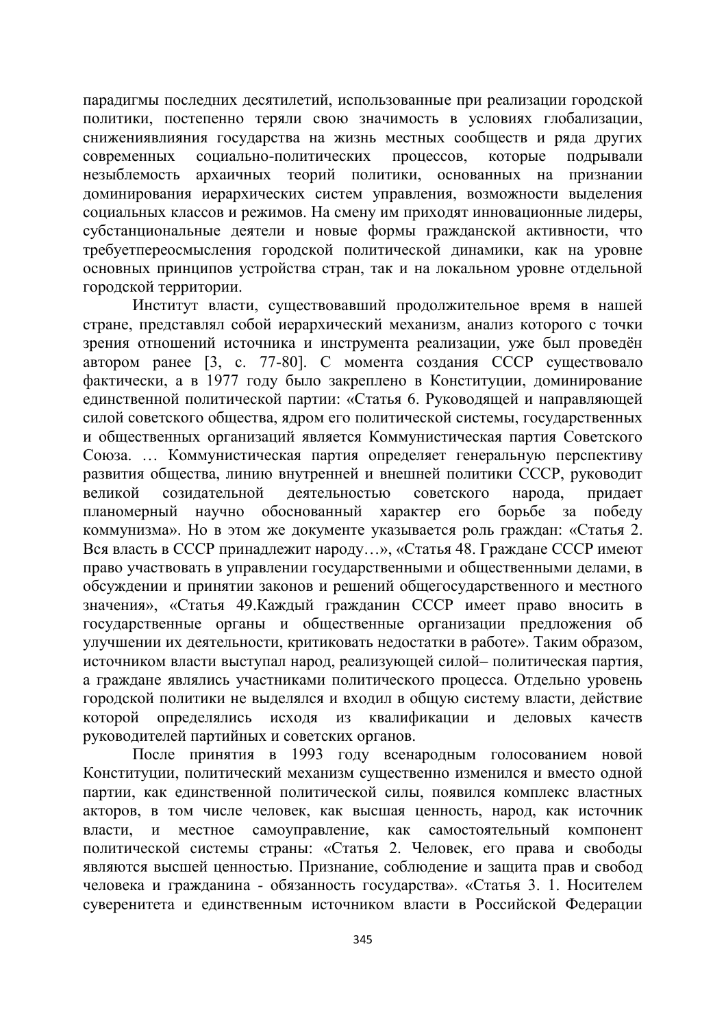парадигмы последних десятилетий, использованные при реализации городской политики, постепенно теряли свою значимость в условиях глобализации, снижениявлияния государства на жизнь местных сообществ и ряда других современных социально-политических процессов, которые подрывали незыблемость архаичных теорий политики, основанных на признании доминирования иерархических систем управления, возможности выделения социальных классов и режимов. На смену им приходят инновационные лидеры, субстанциональные деятели и новые формы гражданской активности, что требуетпереосмысления городской политической динамики, как на уровне основных принципов устройства стран, так и на локальном уровне отдельной городской территории.

Институт власти, существовавший продолжительное время в нашей стране, представлял собой иерархический механизм, анализ которого с точки зрения отношений источника и инструмента реализации, уже был проведён автором ранее [3, с. 77-80]. С момента создания СССР существовало фактически, а в 1977 году было закреплено в Конституции, доминирование единственной политической партии: «Статья 6. Руководящей и направляющей силой советского общества, ядром его политической системы, государственных и общественных организаций является Коммунистическая партия Советского Союза. … Коммунистическая партия определяет генеральную перспективу развития общества, линию внутренней и внешней политики СССР, руководит великой созидательной деятельностью советского народа, придает планомерный научно обоснованный характер его борьбе за победу коммунизма». Но в этом же документе указывается роль граждан: «Статья 2. Вся власть в СССР принадлежит народу…», «Статья 48. Граждане СССР имеют право участвовать в управлении государственными и общественными делами, в обсуждении и принятии законов и решений общегосударственного и местного значения», «Статья 49.Каждый гражданин СССР имеет право вносить в государственные органы и общественные организации предложения об улучшении их деятельности, критиковать недостатки в работе». Таким образом, источником власти выступал народ, реализующей силой– политическая партия, а граждане являлись участниками политического процесса. Отдельно уровень городской политики не выделялся и входил в общую систему власти, действие которой определялись исходя из квалификации и деловых качеств руководителей партийных и советских органов.

После принятия в 1993 году всенародным голосованием новой Конституции, политический механизм существенно изменился и вместо одной партии, как единственной политической силы, появился комплекс властных акторов, в том числе человек, как высшая ценность, народ, как источник власти, и местное самоуправление, как самостоятельный компонент политической системы страны: «Статья 2. Человек, его права и свободы являются высшей ценностью. Признание, соблюдение и защита прав и свобод человека и гражданина - обязанность государства». «Статья 3. 1. Носителем суверенитета и единственным источником власти в Российской Федерации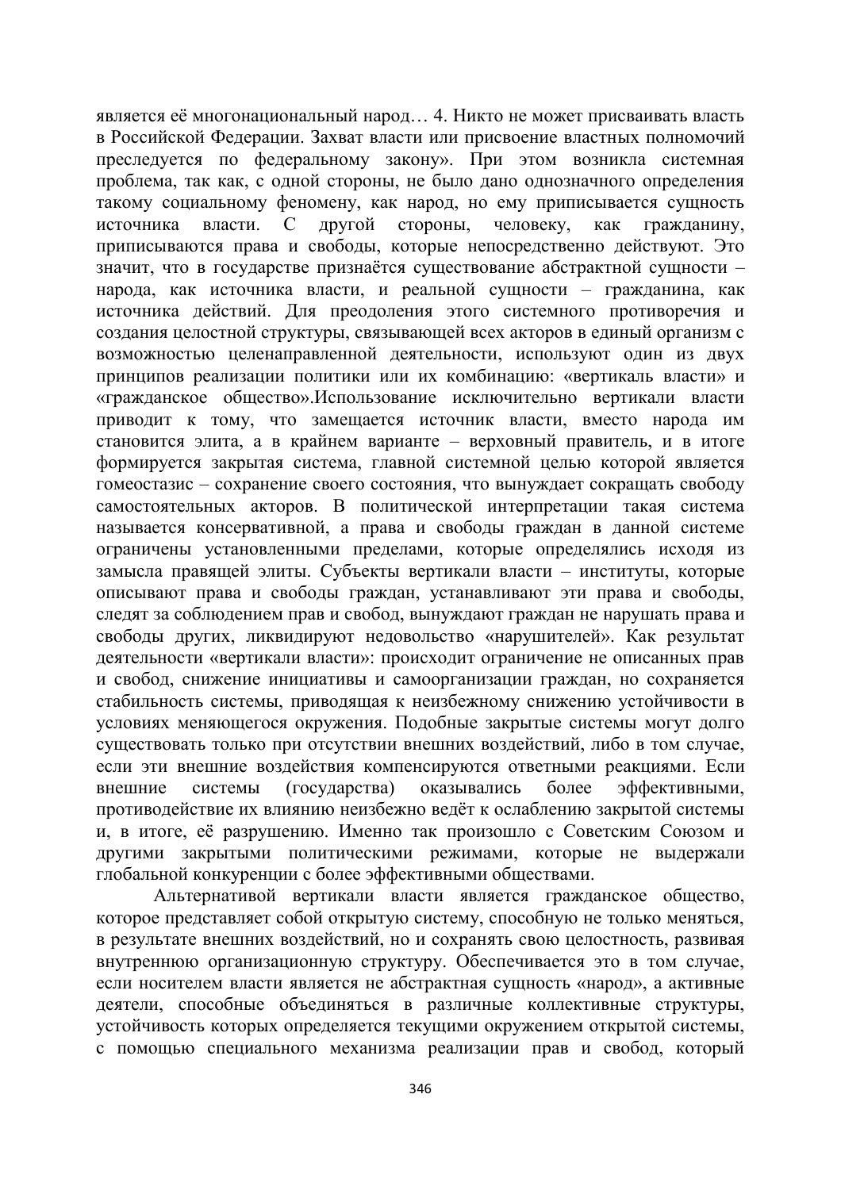является её многонациональный народ… 4. Никто не может присваивать власть в Российской Федерации. Захват власти или присвоение властных полномочий преследуется по федеральному закону». При этом возникла системная проблема, так как, с одной стороны, не было дано однозначного определения такому социальному феномену, как народ, но ему приписывается сущность источника власти. С другой стороны, человеку, как гражданину, приписываются права и свободы, которые непосредственно действуют. Это значит, что в государстве признаётся существование абстрактной сущности – народа, как источника власти, и реальной сущности – гражданина, как источника действий. Для преодоления этого системного противоречия и создания целостной структуры, связывающей всех акторов в единый организм с возможностью целенаправленной деятельности, используют один из двух принципов реализации политики или их комбинацию: «вертикаль власти» и «гражданское общество».Использование исключительно вертикали власти приводит к тому, что замещается источник власти, вместо народа им становится элита, а в крайнем варианте – верховный правитель, и в итоге формируется закрытая система, главной системной целью которой является гомеостазис – сохранение своего состояния, что вынуждает сокращать свободу самостоятельных акторов. В политической интерпретации такая система называется консервативной, а права и свободы граждан в данной системе ограничены установленными пределами, которые определялись исходя из замысла правящей элиты. Субъекты вертикали власти – институты, которые описывают права и свободы граждан, устанавливают эти права и свободы, следят за соблюдением прав и свобод, вынуждают граждан не нарушать права и свободы других, ликвидируют недовольство «нарушителей». Как результат деятельности «вертикали власти»: происходит ограничение не описанных прав и свобод, снижение инициативы и самоорганизации граждан, но сохраняется стабильность системы, приводящая к неизбежному снижению устойчивости в условиях меняющегося окружения. Подобные закрытые системы могут долго существовать только при отсутствии внешних воздействий, либо в том случае, если эти внешние воздействия компенсируются ответными реакциями. Если внешние системы (государства) оказывались более эффективными, противодействие их влиянию неизбежно ведёт к ослаблению закрытой системы и, в итоге, её разрушению. Именно так произошло с Советским Союзом и другими закрытыми политическими режимами, которые не выдержали глобальной конкуренции с более эффективными обществами.

Альтернативой вертикали власти является гражданское общество, которое представляет собой открытую систему, способную не только меняться, в результате внешних воздействий, но и сохранять свою целостность, развивая внутреннюю организационную структуру. Обеспечивается это в том случае, если носителем власти является не абстрактная сущность «народ», а активные деятели, способные объединяться в различные коллективные структуры, устойчивость которых определяется текущими окружением открытой системы, с помощью специального механизма реализации прав и свобод, который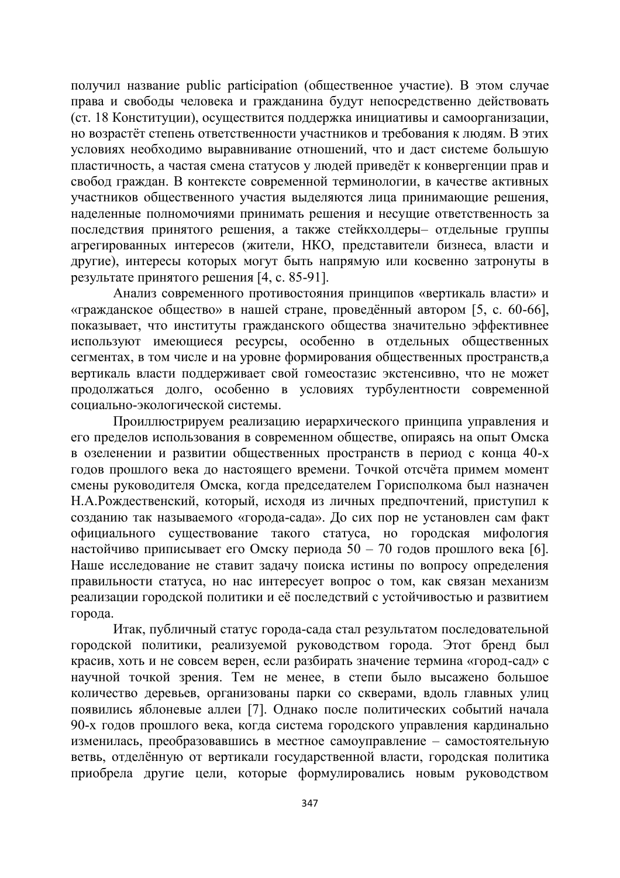получил название public participation (общественное участие). В этом случае права и свободы человека и гражданина будут непосредственно действовать (ст. 18 Конституции), осуществится поддержка инициативы и самоорганизации, но возрастёт степень ответственности участников и требования к людям. В этих условиях необходимо выравнивание отношений, что и даст системе большую пластичность, а частая смена статусов у людей приведёт к конвергенции прав и свобод граждан. В контексте современной терминологии, в качестве активных участников общественного участия выделяются лица принимающие решения, наделенные полномочиями принимать решения и несущие ответственность за последствия принятого решения, а также стейкхолдеры– отдельные группы агрегированных интересов (жители, НКО, представители бизнеса, власти и другие), интересы которых могут быть напрямую или косвенно затронуты в результате принятого решения [4, с. 85-91].

Анализ современного противостояния принципов «вертикаль власти» и «гражданское общество» в нашей стране, проведённый автором [5, с. 60-66], показывает, что институты гражданского общества значительно эффективнее используют имеющиеся ресурсы, особенно в отдельных общественных сегментах, в том числе и на уровне формирования общественных пространств,а вертикаль власти поддерживает свой гомеостазис экстенсивно, что не может продолжаться долго, особенно в условиях турбулентности современной социально-экологической системы.

Проиллюстрируем реализацию иерархического принципа управления и его пределов использования в современном обществе, опираясь на опыт Омска в озеленении и развитии общественных пространств в период с конца 40-х годов прошлого века до настоящего времени. Точкой отсчёта примем момент смены руководителя Омска, когда председателем Горисполкома был назначен Н.А.Рождественский, который, исходя из личных предпочтений, приступил к созданию так называемого «города-сада». До сих пор не установлен сам факт официального существование такого статуса, но городская мифология настойчиво приписывает его Омску периода 50 – 70 годов прошлого века [6]. Наше исследование не ставит задачу поиска истины по вопросу определения правильности статуса, но нас интересует вопрос о том, как связан механизм реализации городской политики и её последствий с устойчивостью и развитием города.

Итак, публичный статус города-сада стал результатом последовательной городской политики, реализуемой руководством города. Этот бренд был красив, хоть и не совсем верен, если разбирать значение термина «город-сад» с научной точкой зрения. Тем не менее, в степи было высажено большое количество деревьев, организованы парки со скверами, вдоль главных улиц появились яблоневые аллеи [7]. Однако после политических событий начала 90-х годов прошлого века, когда система городского управления кардинально изменилась, преобразовавшись в местное самоуправление – самостоятельную ветвь, отделённую от вертикали государственной власти, городская политика приобрела другие цели, которые формулировались новым руководством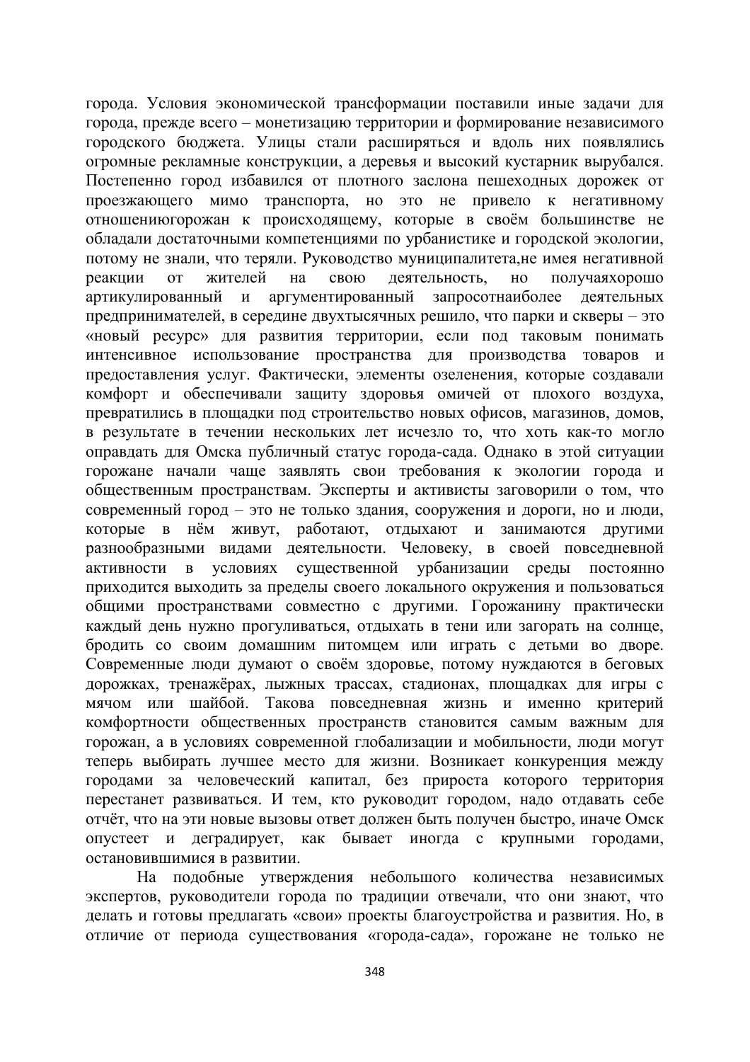города. Условия экономической трансформации поставили иные задачи для города, прежде всего – монетизацию территории и формирование независимого городского бюджета. Улицы стали расширяться и вдоль них появлялись огромные рекламные конструкции, а деревья и высокий кустарник вырубался. Постепенно город избавился от плотного заслона пешеходных дорожек от проезжающего мимо транспорта, но это не привело к негативному отношениюгорожан к происходящему, которые в своём большинстве не обладали достаточными компетенциями по урбанистике и городской экологии, потому не знали, что теряли. Руководство муниципалитета,не имея негативной реакции от жителей на свою деятельность, но получаяхорошо артикулированный и аргументированный запросотнаиболее деятельных предпринимателей, в середине двухтысячных решило, что парки и скверы – это «новый ресурс» для развития территории, если под таковым понимать интенсивное использование пространства для производства товаров и предоставления услуг. Фактически, элементы озеленения, которые создавали комфорт и обеспечивали защиту здоровья омичей от плохого воздуха, превратились в площадки под строительство новых офисов, магазинов, домов, в результате в течении нескольких лет исчезло то, что хоть как-то могло оправдать для Омска публичный статус города-сада. Однако в этой ситуации горожане начали чаще заявлять свои требования к экологии города и общественным пространствам. Эксперты и активисты заговорили о том, что современный город – это не только здания, сооружения и дороги, но и люди, которые в нём живут, работают, отдыхают и занимаются другими разнообразными видами деятельности. Человеку, в своей повседневной активности в условиях существенной урбанизации среды постоянно приходится выходить за пределы своего локального окружения и пользоваться общими пространствами совместно с другими. Горожанину практически каждый день нужно прогуливаться, отдыхать в тени или загорать на солнце, бродить со своим домашним питомцем или играть с детьми во дворе. Современные люди думают о своём здоровье, потому нуждаются в беговых дорожках, тренажёрах, лыжных трассах, стадионах, площадках для игры с мячом или шайбой. Такова повседневная жизнь и именно критерий комфортности общественных пространств становится самым важным для горожан, а в условиях современной глобализации и мобильности, люди могут теперь выбирать лучшее место для жизни. Возникает конкуренция между городами за человеческий капитал, без прироста которого территория перестанет развиваться. И тем, кто руководит городом, надо отдавать себе отчёт, что на эти новые вызовы ответ должен быть получен быстро, иначе Омск опустеет и деградирует, как бывает иногда с крупными городами, остановившимися в развитии.

На подобные утверждения небольшого количества независимых экспертов, руководители города по традиции отвечали, что они знают, что делать и готовы предлагать «свои» проекты благоустройства и развития. Но, в отличие от периода существования «города-сада», горожане не только не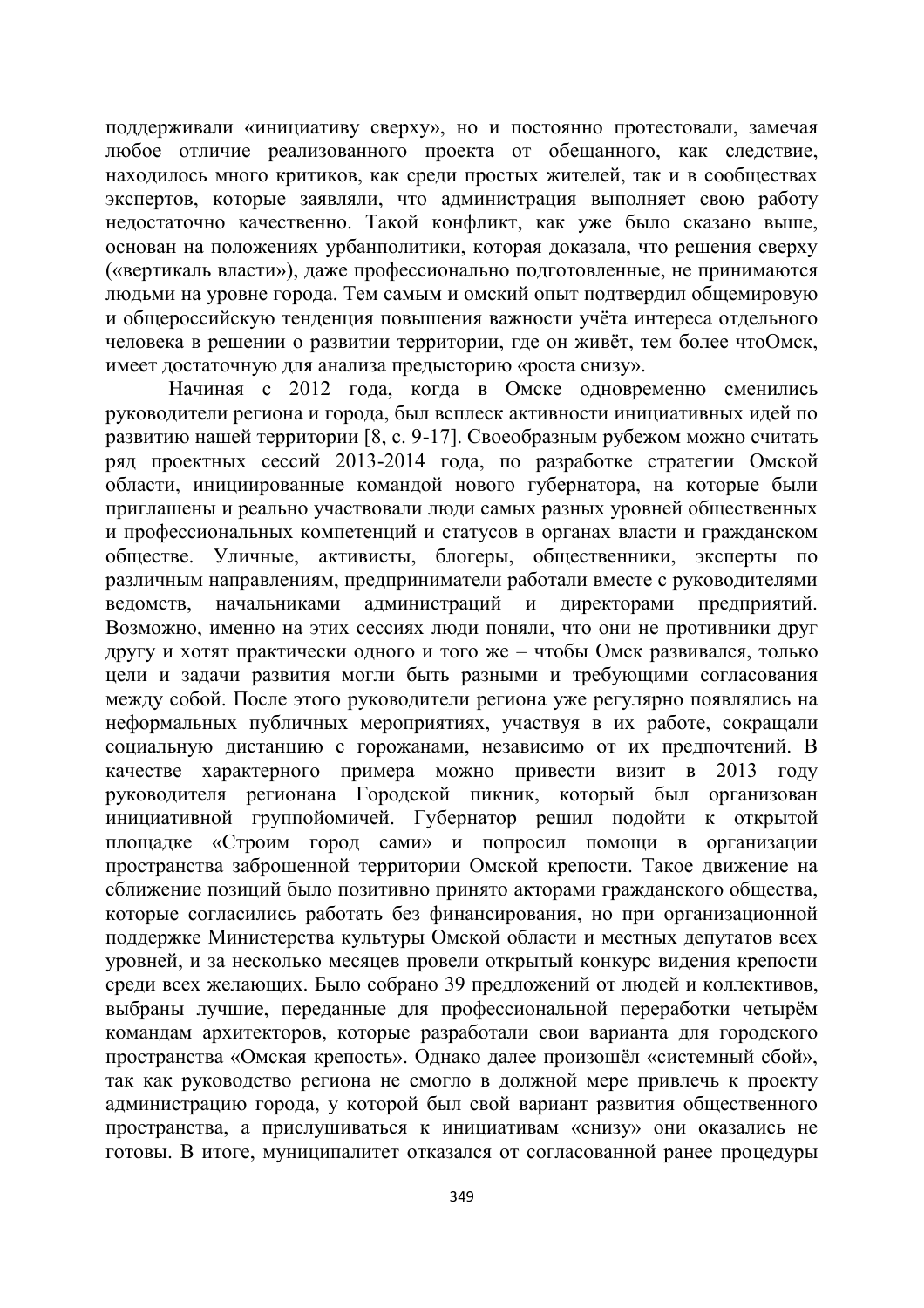поддерживали «инициативу сверху», но и постоянно протестовали, замечая любое отличие реализованного проекта от обещанного, как следствие, находилось много критиков, как среди простых жителей, так и в сообществах экспертов, которые заявляли, что администрация выполняет свою работу недостаточно качественно. Такой конфликт, как уже было сказано выше, основан на положениях урбанполитики, которая доказала, что решения сверху («вертикаль власти»), даже профессионально подготовленные, не принимаются людьми на уровне города. Тем самым и омский опыт подтвердил общемировую и общероссийскую тенденция повышения важности учёта интереса отдельного человека в решении о развитии территории, где он живёт, тем более чтоОмск, имеет достаточную для анализа предысторию «роста снизу».

Начиная с 2012 года, когда в Омске одновременно сменились руководители региона и города, был всплеск активности инициативных идей по развитию нашей территории [8, с. 9-17]. Своеобразным рубежом можно считать ряд проектных сессий 2013-2014 года, по разработке стратегии Омской области, инициированные командой нового губернатора, на которые были приглашены и реально участвовали люди самых разных уровней общественных и профессиональных компетенций и статусов в органах власти и гражданском обществе. Уличные, активисты, блогеры, общественники, эксперты по различным направлениям, предприниматели работали вместе с руководителями ведомств, начальниками администраций и директорами предприятий. Возможно, именно на этих сессиях люди поняли, что они не противники друг другу и хотят практически одного и того же – чтобы Омск развивался, только цели и задачи развития могли быть разными и требующими согласования между собой. После этого руководители региона уже регулярно появлялись на неформальных публичных мероприятиях, участвуя в их работе, сокращали социальную дистанцию с горожанами, независимо от их предпочтений. В качестве характерного примера можно привести визит в 2013 году руководителя регионана Городской пикник, который был организован инициативной группойомичей. Губернатор решил подойти к открытой площадке «Строим город сами» и попросил помощи в организации пространства заброшенной территории Омской крепости. Такое движение на сближение позиций было позитивно принято акторами гражданского общества, которые согласились работать без финансирования, но при организационной поддержке Министерства культуры Омской области и местных депутатов всех уровней, и за несколько месяцев провели открытый конкурс видения крепости среди всех желающих. Было собрано 39 предложений от людей и коллективов, выбраны лучшие, переданные для профессиональной переработки четырём командам архитекторов, которые разработали свои варианта для городского пространства «Омская крепость». Однако далее произошёл «системный сбой», так как руководство региона не смогло в должной мере привлечь к проекту администрацию города, у которой был свой вариант развития общественного пространства, а прислушиваться к инициативам «снизу» они оказались не готовы. В итоге, муниципалитет отказался от согласованной ранее процедуры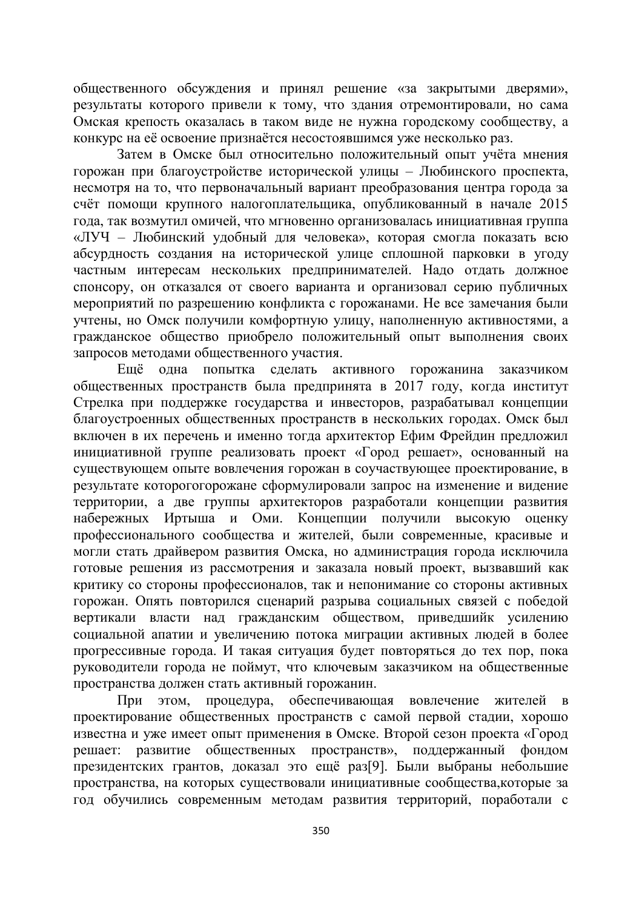общественного обсуждения и принял решение «за закрытыми дверями», результаты которого привели к тому, что здания отремонтировали, но сама Омская крепость оказалась в таком виде не нужна городскому сообществу, а конкурс на её освоение признаётся несостоявшимся уже несколько раз.

Затем в Омске был относительно положительный опыт учёта мнения горожан при благоустройстве исторической улицы – Любинского проспекта, несмотря на то, что первоначальный вариант преобразования центра города за счёт помощи крупного налогоплательщика, опубликованный в начале 2015 года, так возмутил омичей, что мгновенно организовалась инициативная группа «ЛУЧ – Любинский удобный для человека», которая смогла показать всю абсурдность создания на исторической улице сплошной парковки в угоду частным интересам нескольких предпринимателей. Надо отдать должное спонсору, он отказался от своего варианта и организовал серию публичных мероприятий по разрешению конфликта с горожанами. Не все замечания были учтены, но Омск получили комфортную улицу, наполненную активностями, а гражданское общество приобрело положительный опыт выполнения своих запросов методами общественного участия.

Ещё одна попытка сделать активного горожанина заказчиком общественных пространств была предпринята в 2017 году, когда институт Стрелка при поддержке государства и инвесторов, разрабатывал концепции благоустроенных общественных пространств в нескольких городах. Омск был включен в их перечень и именно тогда архитектор Ефим Фрейдин предложил инициативной группе реализовать проект «Город решает», основанный на существующем опыте вовлечения горожан в соучаствующее проектирование, в результате которогогорожане сформулировали запрос на изменение и видение территории, а две группы архитекторов разработали концепции развития набережных Иртыша и Оми. Концепции получили высокую оценку профессионального сообщества и жителей, были современные, красивые и могли стать драйвером развития Омска, но администрация города исключила готовые решения из рассмотрения и заказала новый проект, вызвавший как критику со стороны профессионалов, так и непонимание со стороны активных горожан. Опять повторился сценарий разрыва социальных связей с победой вертикали власти над гражданским обществом, приведшийк усилению социальной апатии и увеличению потока миграции активных людей в более прогрессивные города. И такая ситуация будет повторяться до тех пор, пока руководители города не поймут, что ключевым заказчиком на общественные пространства должен стать активный горожанин.

При этом, процедура, обеспечивающая вовлечение жителей в проектирование общественных пространств с самой первой стадии, хорошо известна и уже имеет опыт применения в Омске. Второй сезон проекта «Город решает: развитие общественных пространств», поддержанный фондом президентских грантов, доказал это ещё раз[9]. Были выбраны небольшие пространства, на которых существовали инициативные сообщества,которые за год обучились современным методам развития территорий, поработали с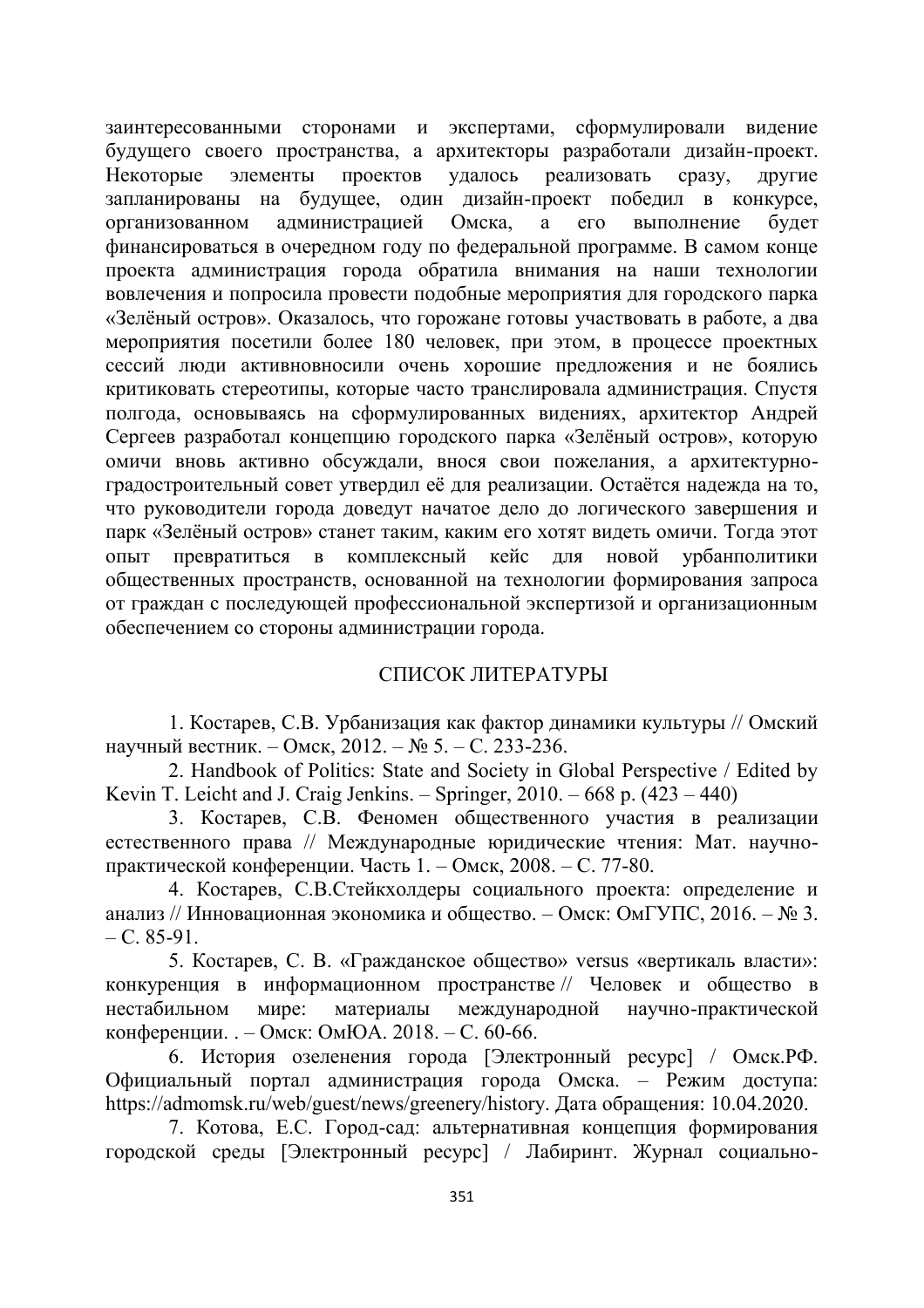заинтересованными сторонами и экспертами, сформулировали видение будущего своего пространства, а архитекторы разработали дизайн-проект. Некоторые элементы проектов удалось реализовать сразу, другие запланированы на будущее, один дизайн-проект победил в конкурсе, организованном администрацией Омска, а его выполнение будет финансироваться в очередном году по федеральной программе. В самом конце проекта администрация города обратила внимания на наши технологии вовлечения и попросила провести подобные мероприятия для городского парка «Зелёный остров». Оказалось, что горожане готовы участвовать в работе, а два мероприятия посетили более 180 человек, при этом, в процессе проектных сессий люди активновносили очень хорошие предложения и не боялись критиковать стереотипы, которые часто транслировала администрация. Спустя полгода, основываясь на сформулированных видениях, архитектор Андрей Сергеев разработал концепцию городского парка «Зелёный остров», которую омичи вновь активно обсуждали, внося свои пожелания, а архитектурно-градостроительный совет утвердил её для реализации. Остаётся надежда на то, что руководители города доведут начатое дело до логического завершения и парк «Зелёный остров» станет таким, каким его хотят видеть омичи. Тогда этот опыт превратиться в комплексный кейс для новой урбанполитики общественных пространств, основанной на технологии формирования запроса от граждан с последующей профессиональной экспертизой и организационным обеспечением со стороны администрации города.

## СПИСОК ЛИТЕРАТУРЫ

1. Костарев, С.В. Урбанизация как фактор динамики культуры // Омский научный вестник. – Омск, 2012. – № 5. – С. 233-236.
2. Handbook of Politics: State and Society in Global Perspective / Edited by Kevin T. Leicht and J. Craig Jenkins. – Springer, 2010. – 668 p. (423 – 440)
3. Костарев, С.В. Феномен общественного участия в реализации естественного права // Международные юридические чтения: Мат. научно-практической конференции. Часть 1. – Омск, 2008. – С. 77-80.
4. Костарев, С.В.Стейкхолдеры социального проекта: определение и анализ // Инновационная экономика и общество. – Омск: ОмГУПС, 2016. – № 3. – С. 85-91.
5. Костарев, С. В. «Гражданское общество» versus «вертикаль власти»: конкуренция в информационном пространстве // Человек и общество в нестабильном мире: материалы международной научно-практической конференции. . – Омск: ОмЮА. 2018. – С. 60-66.
6. История озеленения города [Электронный ресурс] / Омск.РФ. Официальный портал администрация города Омска. – Режим доступа: https://admomsk.ru/web/guest/news/greenery/history. Дата обращения: 10.04.2020.
7. Котова, Е.С. Город-сад: альтернативная концепция формирования городской среды [Электронный ресурс] / Лабиринт. Журнал социально-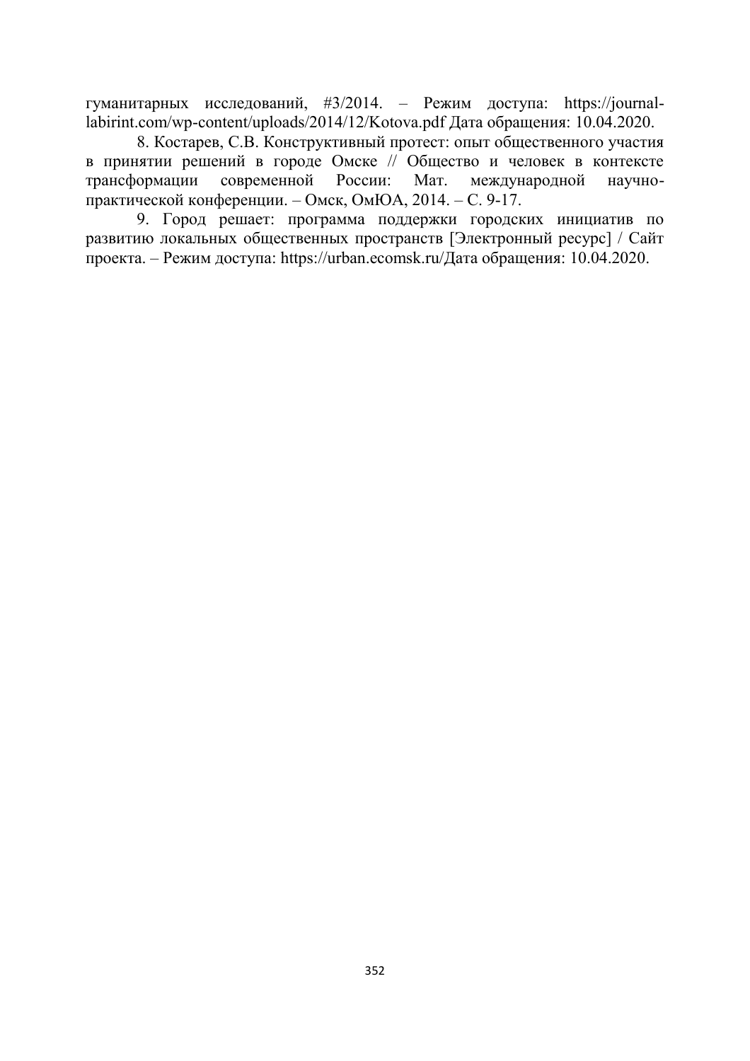гуманитарных исследований, #3/2014. – Режим доступа: https://journal-labirint.com/wp-content/uploads/2014/12/Kotova.pdf Дата обращения: 10.04.2020.

8. Костарев, С.В. Конструктивный протест: опыт общественного участия в принятии решений в городе Омске // Общество и человек в контексте трансформации современной России: Мат. международной научно-практической конференции. – Омск, ОмЮА, 2014. – С. 9-17.

9. Город решает: программа поддержки городских инициатив по развитию локальных общественных пространств [Электронный ресурс] / Сайт проекта. – Режим доступа: https://urban.ecomsk.ru/Дата обращения: 10.04.2020.